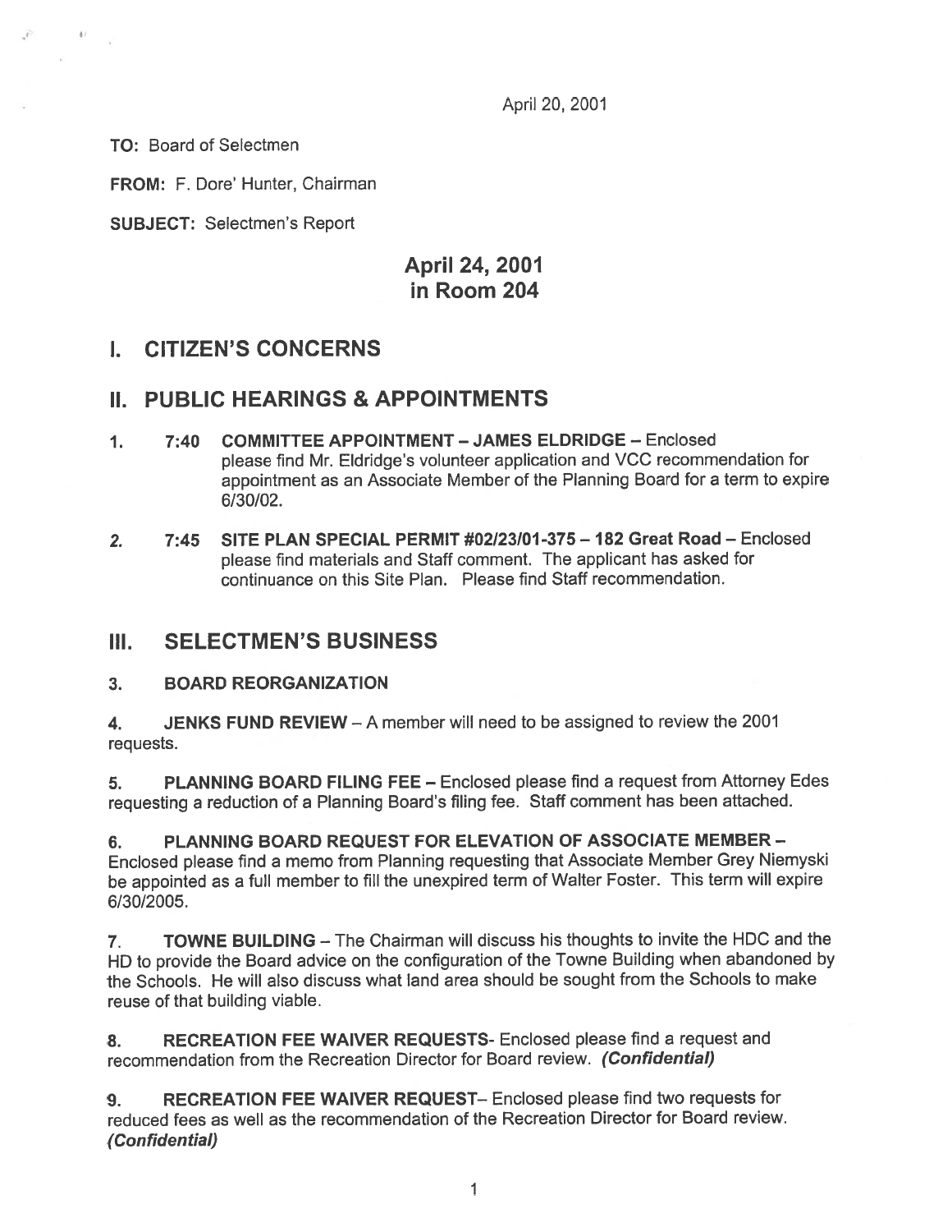April 20, 2001

**TO:** Board of Selectmen

**FROM:** F. Dore' Hunter, Chairman

**SUBJECT:** Selectmen's Report

## April 24, 2001
## in Room 204

# I. CITIZEN'S CONCERNS

# II. PUBLIC HEARINGS & APPOINTMENTS

1. **7:40 COMMITTEE APPOINTMENT – JAMES ELDRIDGE** – Enclosed please find Mr. Eldridge's volunteer application and VCC recommendation for appointment as an Associate Member of the Planning Board for a term to expire 6/30/02.

2. **7:45 SITE PLAN SPECIAL PERMIT #02/23/01-375 – 182 Great Road** – Enclosed please find materials and Staff comment. The applicant has asked for continuance on this Site Plan. Please find Staff recommendation.

# III. SELECTMEN'S BUSINESS

3. **BOARD REORGANIZATION**

4. **JENKS FUND REVIEW** – A member will need to be assigned to review the 2001 requests.

5. **PLANNING BOARD FILING FEE** – Enclosed please find a request from Attorney Edes requesting a reduction of a Planning Board's filing fee. Staff comment has been attached.

6. **PLANNING BOARD REQUEST FOR ELEVATION OF ASSOCIATE MEMBER** – Enclosed please find a memo from Planning requesting that Associate Member Grey Niemyski be appointed as a full member to fill the unexpired term of Walter Foster. This term will expire 6/30/2005.

7. **TOWNE BUILDING** – The Chairman will discuss his thoughts to invite the HDC and the HD to provide the Board advice on the configuration of the Towne Building when abandoned by the Schools. He will also discuss what land area should be sought from the Schools to make reuse of that building viable.

8. **RECREATION FEE WAIVER REQUESTS**- Enclosed please find a request and recommendation from the Recreation Director for Board review. ***(Confidential)***

9. **RECREATION FEE WAIVER REQUEST**– Enclosed please find two requests for reduced fees as well as the recommendation of the Recreation Director for Board review. ***(Confidential)***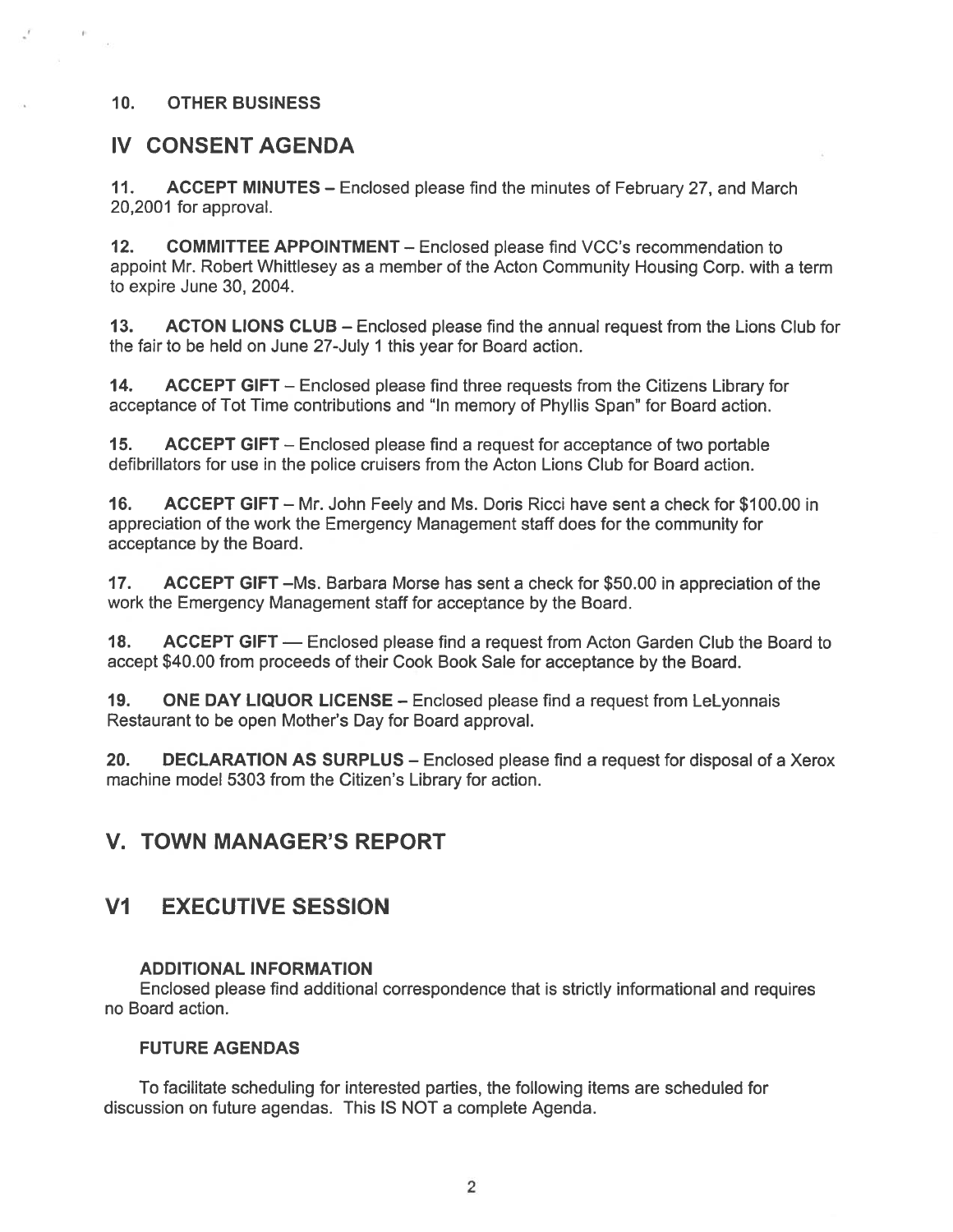**10. OTHER BUSINESS**

## IV CONSENT AGENDA

**11. ACCEPT MINUTES** – Enclosed please find the minutes of February 27, and March 20,2001 for approval.

**12. COMMITTEE APPOINTMENT** – Enclosed please find VCC's recommendation to appoint Mr. Robert Whittlesey as a member of the Acton Community Housing Corp. with a term to expire June 30, 2004.

**13. ACTON LIONS CLUB** – Enclosed please find the annual request from the Lions Club for the fair to be held on June 27-July 1 this year for Board action.

**14. ACCEPT GIFT** – Enclosed please find three requests from the Citizens Library for acceptance of Tot Time contributions and "In memory of Phyllis Span" for Board action.

**15. ACCEPT GIFT** – Enclosed please find a request for acceptance of two portable defibrillators for use in the police cruisers from the Acton Lions Club for Board action.

**16. ACCEPT GIFT** – Mr. John Feely and Ms. Doris Ricci have sent a check for $100.00 in appreciation of the work the Emergency Management staff does for the community for acceptance by the Board.

**17. ACCEPT GIFT** –Ms. Barbara Morse has sent a check for $50.00 in appreciation of the work the Emergency Management staff for acceptance by the Board.

**18. ACCEPT GIFT** — Enclosed please find a request from Acton Garden Club the Board to accept $40.00 from proceeds of their Cook Book Sale for acceptance by the Board.

**19. ONE DAY LIQUOR LICENSE** – Enclosed please find a request from LeLyonnais Restaurant to be open Mother's Day for Board approval.

**20. DECLARATION AS SURPLUS** – Enclosed please find a request for disposal of a Xerox machine model 5303 from the Citizen's Library for action.

## V. TOWN MANAGER'S REPORT

## V1 EXECUTIVE SESSION

**ADDITIONAL INFORMATION**

Enclosed please find additional correspondence that is strictly informational and requires no Board action.

**FUTURE AGENDAS**

To facilitate scheduling for interested parties, the following items are scheduled for discussion on future agendas. This IS NOT a complete Agenda.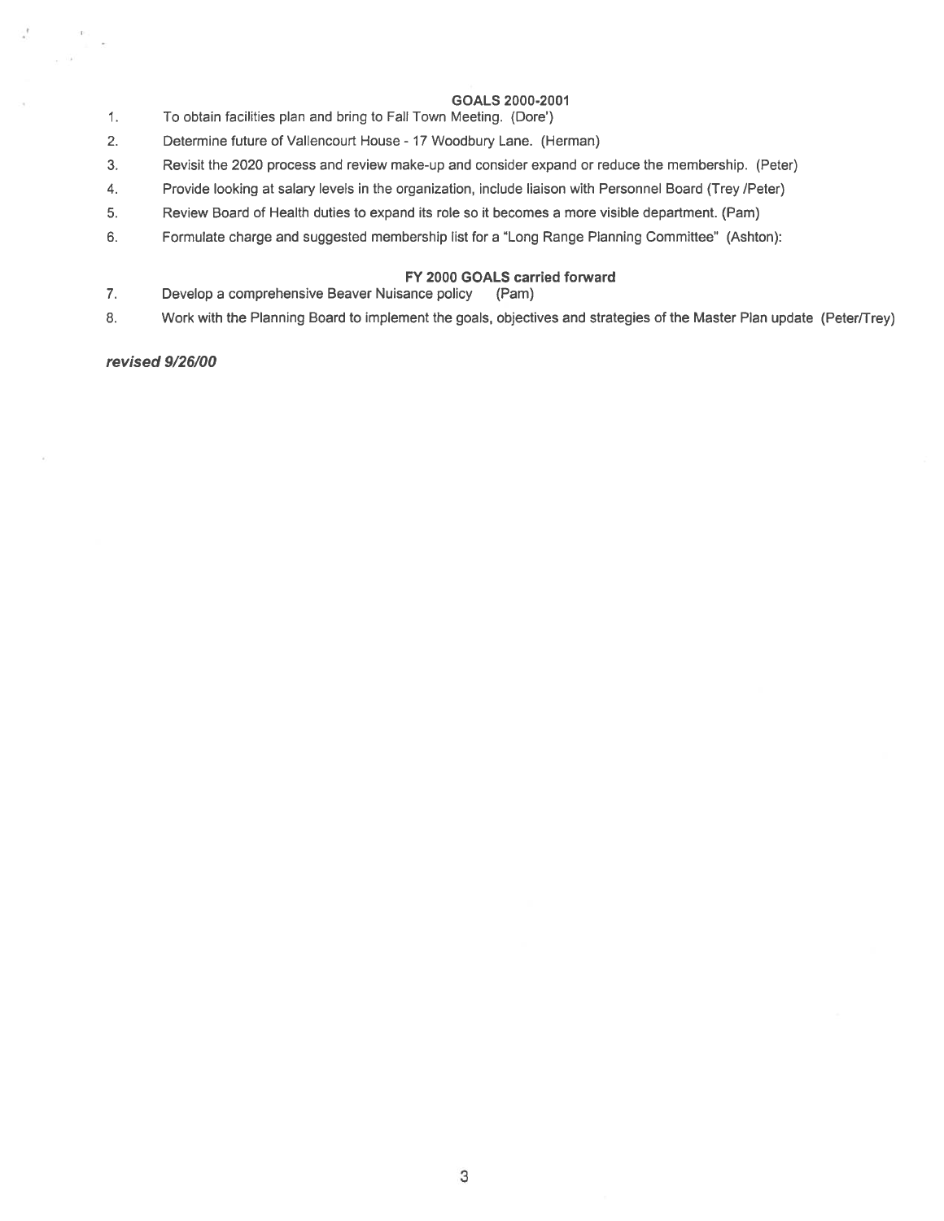## GOALS 2000-2001

1. To obtain facilities plan and bring to Fall Town Meeting. (Dore')
2. Determine future of Vallencourt House - 17 Woodbury Lane. (Herman)
3. Revisit the 2020 process and review make-up and consider expand or reduce the membership. (Peter)
4. Provide looking at salary levels in the organization, include liaison with Personnel Board (Trey /Peter)
5. Review Board of Health duties to expand its role so it becomes a more visible department. (Pam)
6. Formulate charge and suggested membership list for a "Long Range Planning Committee" (Ashton):

## FY 2000 GOALS carried forward

7. Develop a comprehensive Beaver Nuisance policy (Pam)
8. Work with the Planning Board to implement the goals, objectives and strategies of the Master Plan update (Peter/Trey)

***revised 9/26/00***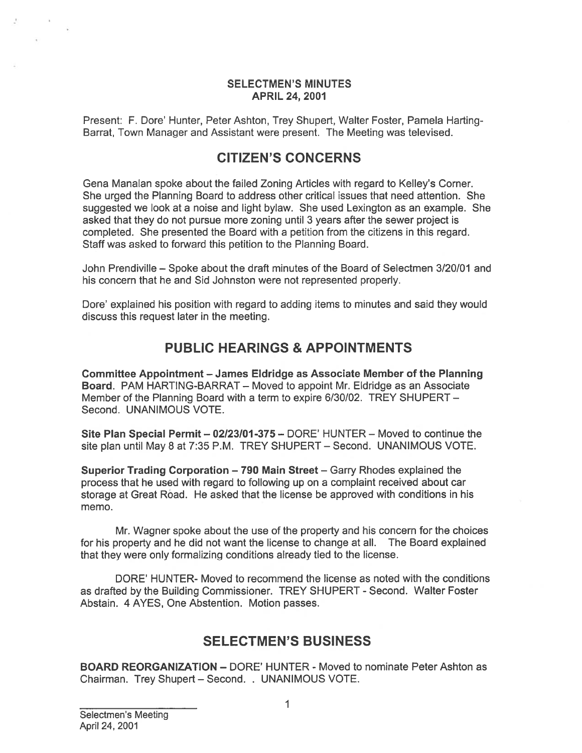# SELECTMEN'S MINUTES
## APRIL 24, 2001

Present: F. Dore' Hunter, Peter Ashton, Trey Shupert, Walter Foster, Pamela Harting-Barrat, Town Manager and Assistant were present. The Meeting was televised.

## CITIZEN'S CONCERNS

Gena Manalan spoke about the failed Zoning Articles with regard to Kelley's Corner. She urged the Planning Board to address other critical issues that need attention. She suggested we look at a noise and light bylaw. She used Lexington as an example. She asked that they do not pursue more zoning until 3 years after the sewer project is completed. She presented the Board with a petition from the citizens in this regard. Staff was asked to forward this petition to the Planning Board.

John Prendiville – Spoke about the draft minutes of the Board of Selectmen 3/20/01 and his concern that he and Sid Johnston were not represented properly.

Dore' explained his position with regard to adding items to minutes and said they would discuss this request later in the meeting.

## PUBLIC HEARINGS & APPOINTMENTS

**Committee Appointment – James Eldridge as Associate Member of the Planning Board.** PAM HARTING-BARRAT – Moved to appoint Mr. Eldridge as an Associate Member of the Planning Board with a term to expire 6/30/02. TREY SHUPERT – Second. UNANIMOUS VOTE.

**Site Plan Special Permit – 02/23/01-375 –** DORE' HUNTER – Moved to continue the site plan until May 8 at 7:35 P.M. TREY SHUPERT – Second. UNANIMOUS VOTE.

**Superior Trading Corporation – 790 Main Street** – Garry Rhodes explained the process that he used with regard to following up on a complaint received about car storage at Great Road. He asked that the license be approved with conditions in his memo.

Mr. Wagner spoke about the use of the property and his concern for the choices for his property and he did not want the license to change at all. The Board explained that they were only formalizing conditions already tied to the license.

DORE' HUNTER- Moved to recommend the license as noted with the conditions as drafted by the Building Commissioner. TREY SHUPERT - Second. Walter Foster Abstain. 4 AYES, One Abstention. Motion passes.

## SELECTMEN'S BUSINESS

**BOARD REORGANIZATION –** DORE' HUNTER - Moved to nominate Peter Ashton as Chairman. Trey Shupert – Second. . UNANIMOUS VOTE.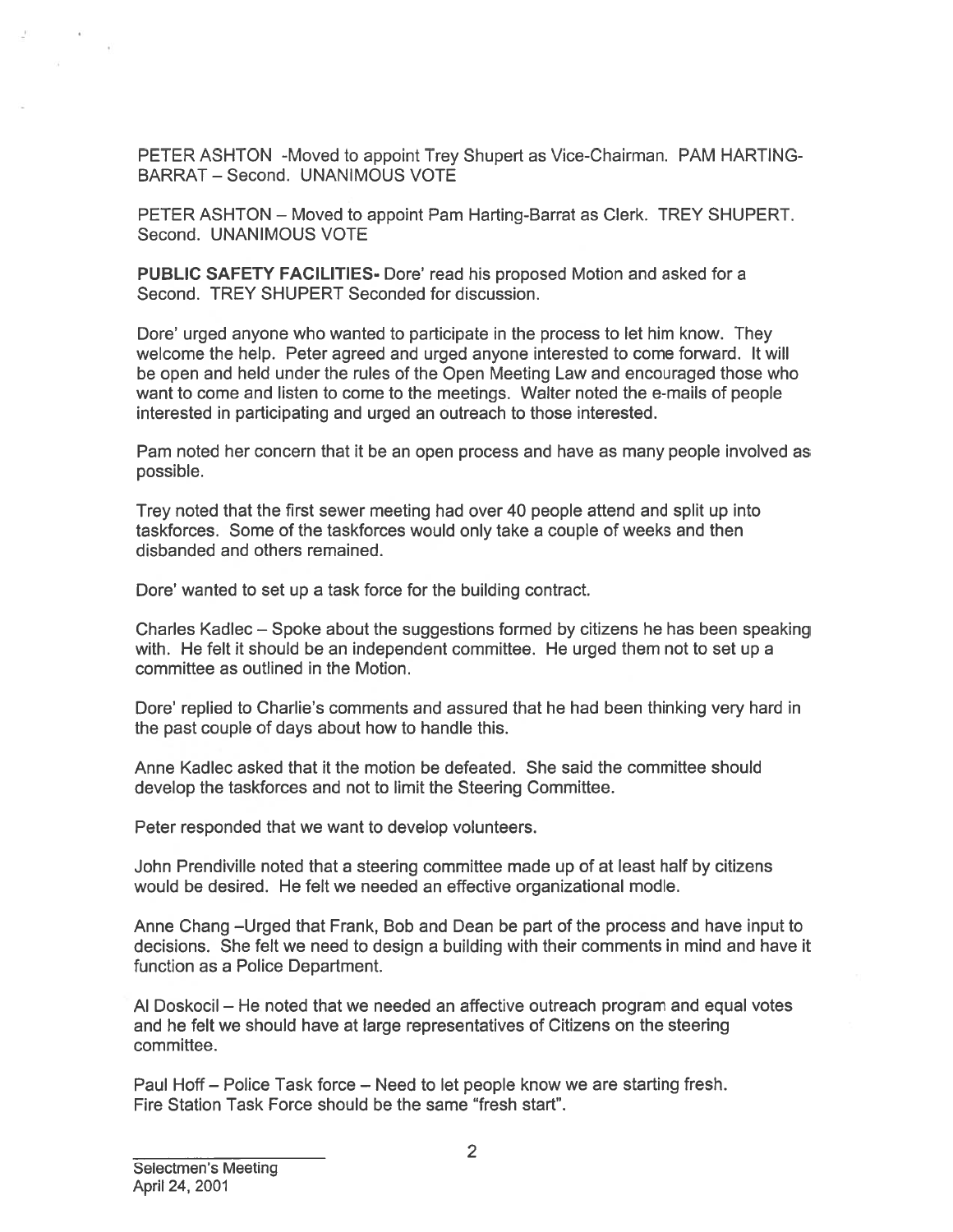PETER ASHTON -Moved to appoint Trey Shupert as Vice-Chairman. PAM HARTING-BARRAT – Second. UNANIMOUS VOTE

PETER ASHTON – Moved to appoint Pam Harting-Barrat as Clerk. TREY SHUPERT. Second. UNANIMOUS VOTE

**PUBLIC SAFETY FACILITIES-** Dore' read his proposed Motion and asked for a Second. TREY SHUPERT Seconded for discussion.

Dore' urged anyone who wanted to participate in the process to let him know. They welcome the help. Peter agreed and urged anyone interested to come forward. It will be open and held under the rules of the Open Meeting Law and encouraged those who want to come and listen to come to the meetings. Walter noted the e-mails of people interested in participating and urged an outreach to those interested.

Pam noted her concern that it be an open process and have as many people involved as possible.

Trey noted that the first sewer meeting had over 40 people attend and split up into taskforces. Some of the taskforces would only take a couple of weeks and then disbanded and others remained.

Dore' wanted to set up a task force for the building contract.

Charles Kadlec – Spoke about the suggestions formed by citizens he has been speaking with. He felt it should be an independent committee. He urged them not to set up a committee as outlined in the Motion.

Dore' replied to Charlie's comments and assured that he had been thinking very hard in the past couple of days about how to handle this.

Anne Kadlec asked that it the motion be defeated. She said the committee should develop the taskforces and not to limit the Steering Committee.

Peter responded that we want to develop volunteers.

John Prendiville noted that a steering committee made up of at least half by citizens would be desired. He felt we needed an effective organizational modle.

Anne Chang –Urged that Frank, Bob and Dean be part of the process and have input to decisions. She felt we need to design a building with their comments in mind and have it function as a Police Department.

Al Doskocil – He noted that we needed an affective outreach program and equal votes and he felt we should have at large representatives of Citizens on the steering committee.

Paul Hoff – Police Task force – Need to let people know we are starting fresh. Fire Station Task Force should be the same "fresh start".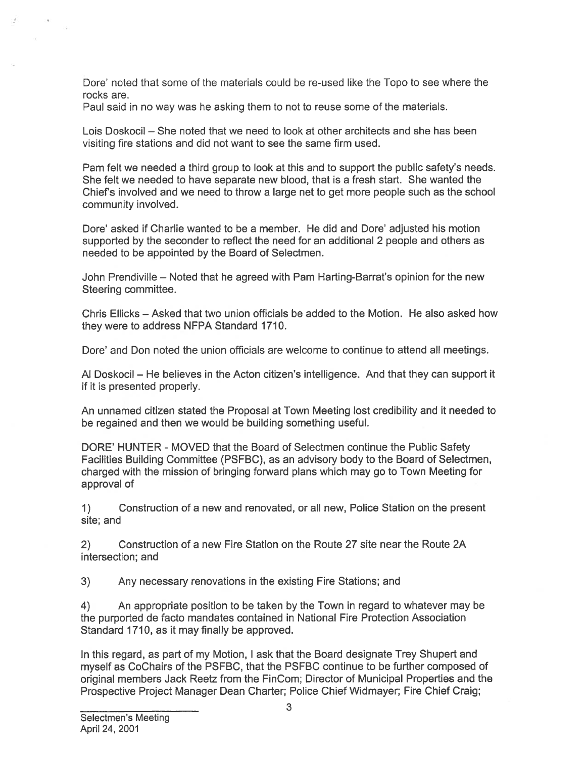Dore' noted that some of the materials could be re-used like the Topo to see where the rocks are.
Paul said in no way was he asking them to not to reuse some of the materials.

Lois Doskocil – She noted that we need to look at other architects and she has been visiting fire stations and did not want to see the same firm used.

Pam felt we needed a third group to look at this and to support the public safety's needs. She felt we needed to have separate new blood, that is a fresh start. She wanted the Chief's involved and we need to throw a large net to get more people such as the school community involved.

Dore' asked if Charlie wanted to be a member. He did and Dore' adjusted his motion supported by the seconder to reflect the need for an additional 2 people and others as needed to be appointed by the Board of Selectmen.

John Prendiville – Noted that he agreed with Pam Harting-Barrat's opinion for the new Steering committee.

Chris Ellicks – Asked that two union officials be added to the Motion. He also asked how they were to address NFPA Standard 1710.

Dore' and Don noted the union officials are welcome to continue to attend all meetings.

Al Doskocil – He believes in the Acton citizen's intelligence. And that they can support it if it is presented properly.

An unnamed citizen stated the Proposal at Town Meeting lost credibility and it needed to be regained and then we would be building something useful.

DORE' HUNTER - MOVED that the Board of Selectmen continue the Public Safety Facilities Building Committee (PSFBC), as an advisory body to the Board of Selectmen, charged with the mission of bringing forward plans which may go to Town Meeting for approval of

1) Construction of a new and renovated, or all new, Police Station on the present site; and

2) Construction of a new Fire Station on the Route 27 site near the Route 2A intersection; and

3) Any necessary renovations in the existing Fire Stations; and

4) An appropriate position to be taken by the Town in regard to whatever may be the purported de facto mandates contained in National Fire Protection Association Standard 1710, as it may finally be approved.

In this regard, as part of my Motion, I ask that the Board designate Trey Shupert and myself as CoChairs of the PSFBC, that the PSFBC continue to be further composed of original members Jack Reetz from the FinCom; Director of Municipal Properties and the Prospective Project Manager Dean Charter; Police Chief Widmayer; Fire Chief Craig;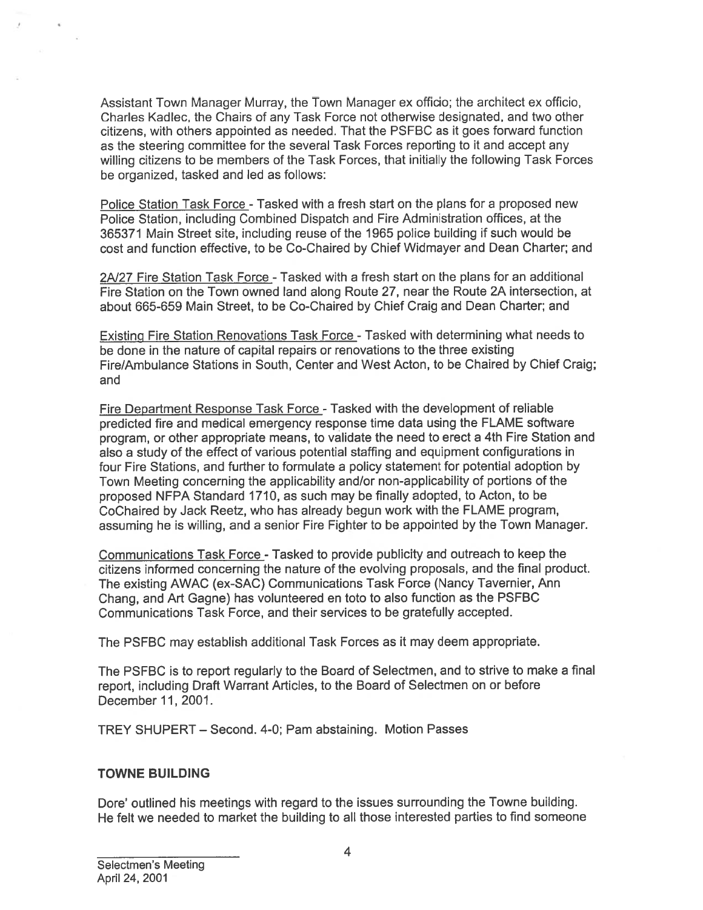Assistant Town Manager Murray, the Town Manager ex officio; the architect ex officio, Charles Kadlec, the Chairs of any Task Force not otherwise designated, and two other citizens, with others appointed as needed. That the PSFBC as it goes forward function as the steering committee for the several Task Forces reporting to it and accept any willing citizens to be members of the Task Forces, that initially the following Task Forces be organized, tasked and led as follows:

Police Station Task Force - Tasked with a fresh start on the plans for a proposed new Police Station, including Combined Dispatch and Fire Administration offices, at the 365371 Main Street site, including reuse of the 1965 police building if such would be cost and function effective, to be Co-Chaired by Chief Widmayer and Dean Charter; and

2A/27 Fire Station Task Force - Tasked with a fresh start on the plans for an additional Fire Station on the Town owned land along Route 27, near the Route 2A intersection, at about 665-659 Main Street, to be Co-Chaired by Chief Craig and Dean Charter; and

Existing Fire Station Renovations Task Force - Tasked with determining what needs to be done in the nature of capital repairs or renovations to the three existing Fire/Ambulance Stations in South, Center and West Acton, to be Chaired by Chief Craig; and

Fire Department Response Task Force - Tasked with the development of reliable predicted fire and medical emergency response time data using the FLAME software program, or other appropriate means, to validate the need to erect a 4th Fire Station and also a study of the effect of various potential staffing and equipment configurations in four Fire Stations, and further to formulate a policy statement for potential adoption by Town Meeting concerning the applicability and/or non-applicability of portions of the proposed NFPA Standard 1710, as such may be finally adopted, to Acton, to be CoChaired by Jack Reetz, who has already begun work with the FLAME program, assuming he is willing, and a senior Fire Fighter to be appointed by the Town Manager.

Communications Task Force - Tasked to provide publicity and outreach to keep the citizens informed concerning the nature of the evolving proposals, and the final product. The existing AWAC (ex-SAC) Communications Task Force (Nancy Tavernier, Ann Chang, and Art Gagne) has volunteered en toto to also function as the PSFBC Communications Task Force, and their services to be gratefully accepted.

The PSFBC may establish additional Task Forces as it may deem appropriate.

The PSFBC is to report regularly to the Board of Selectmen, and to strive to make a final report, including Draft Warrant Articles, to the Board of Selectmen on or before December 11, 2001.

TREY SHUPERT – Second. 4-0; Pam abstaining. Motion Passes

**TOWNE BUILDING**

Dore' outlined his meetings with regard to the issues surrounding the Towne building. He felt we needed to market the building to all those interested parties to find someone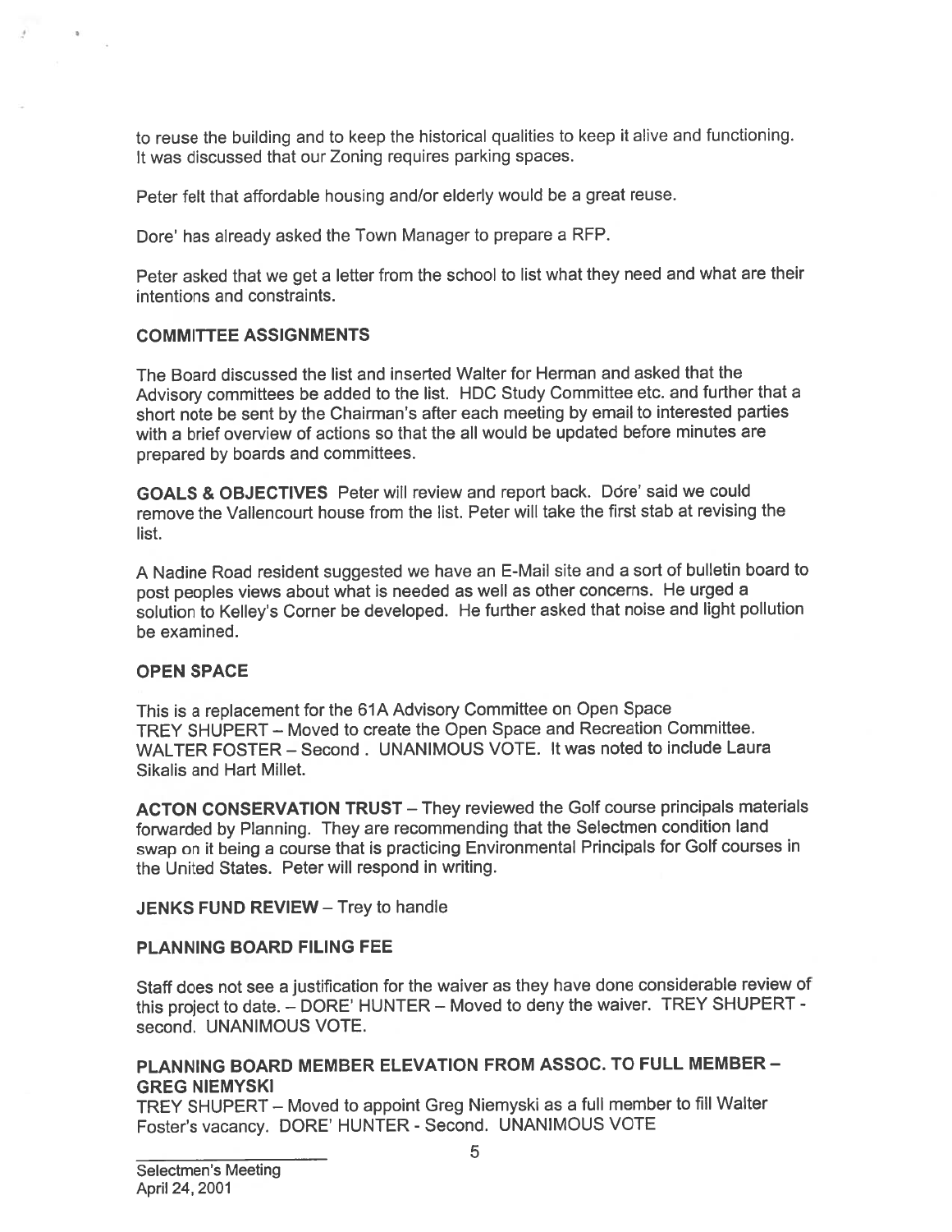to reuse the building and to keep the historical qualities to keep it alive and functioning. It was discussed that our Zoning requires parking spaces.

Peter felt that affordable housing and/or elderly would be a great reuse.

Dore' has already asked the Town Manager to prepare a RFP.

Peter asked that we get a letter from the school to list what they need and what are their intentions and constraints.

**COMMITTEE ASSIGNMENTS**

The Board discussed the list and inserted Walter for Herman and asked that the Advisory committees be added to the list. HDC Study Committee etc. and further that a short note be sent by the Chairman's after each meeting by email to interested parties with a brief overview of actions so that the all would be updated before minutes are prepared by boards and committees.

**GOALS & OBJECTIVES** Peter will review and report back. Dore' said we could remove the Vallencourt house from the list. Peter will take the first stab at revising the list.

A Nadine Road resident suggested we have an E-Mail site and a sort of bulletin board to post peoples views about what is needed as well as other concerns. He urged a solution to Kelley's Corner be developed. He further asked that noise and light pollution be examined.

**OPEN SPACE**

This is a replacement for the 61A Advisory Committee on Open Space
TREY SHUPERT – Moved to create the Open Space and Recreation Committee. WALTER FOSTER – Second . UNANIMOUS VOTE. It was noted to include Laura Sikalis and Hart Millet.

**ACTON CONSERVATION TRUST** – They reviewed the Golf course principals materials forwarded by Planning. They are recommending that the Selectmen condition land swap on it being a course that is practicing Environmental Principals for Golf courses in the United States. Peter will respond in writing.

**JENKS FUND REVIEW** – Trey to handle

**PLANNING BOARD FILING FEE**

Staff does not see a justification for the waiver as they have done considerable review of this project to date. – DORE' HUNTER – Moved to deny the waiver. TREY SHUPERT - second. UNANIMOUS VOTE.

**PLANNING BOARD MEMBER ELEVATION FROM ASSOC. TO FULL MEMBER – GREG NIEMYSKI**

TREY SHUPERT – Moved to appoint Greg Niemyski as a full member to fill Walter Foster's vacancy. DORE' HUNTER - Second. UNANIMOUS VOTE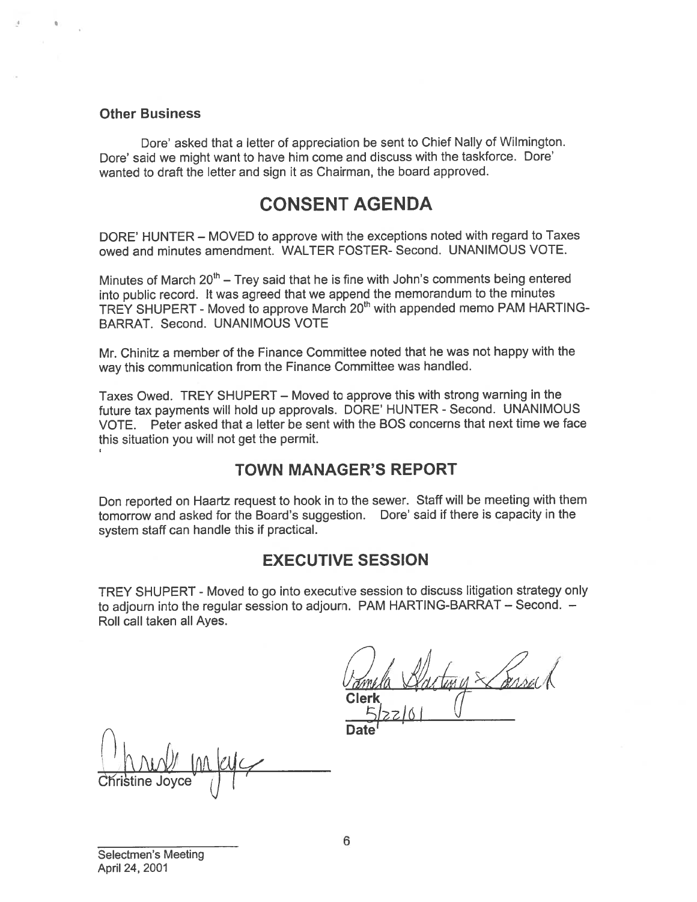### Other Business

Dore' asked that a letter of appreciation be sent to Chief Nally of Wilmington. Dore' said we might want to have him come and discuss with the taskforce. Dore' wanted to draft the letter and sign it as Chairman, the board approved.

## CONSENT AGENDA

DORE' HUNTER – MOVED to approve with the exceptions noted with regard to Taxes owed and minutes amendment. WALTER FOSTER- Second. UNANIMOUS VOTE.

Minutes of March 20th – Trey said that he is fine with John's comments being entered into public record. It was agreed that we append the memorandum to the minutes TREY SHUPERT - Moved to approve March 20th with appended memo PAM HARTING-BARRAT. Second. UNANIMOUS VOTE

Mr. Chinitz a member of the Finance Committee noted that he was not happy with the way this communication from the Finance Committee was handled.

Taxes Owed. TREY SHUPERT – Moved to approve this with strong warning in the future tax payments will hold up approvals. DORE' HUNTER - Second. UNANIMOUS VOTE. Peter asked that a letter be sent with the BOS concerns that next time we face this situation you will not get the permit.

## TOWN MANAGER'S REPORT

Don reported on Haartz request to hook in to the sewer. Staff will be meeting with them tomorrow and asked for the Board's suggestion. Dore' said if there is capacity in the system staff can handle this if practical.

## EXECUTIVE SESSION

TREY SHUPERT - Moved to go into executive session to discuss litigation strategy only to adjourn into the regular session to adjourn. PAM HARTING-BARRAT – Second. – Roll call taken all Ayes.

Pamela Harting-Barrat

Clerk

5/22/01

Date

Christine Joyce

Christine Joyce

Selectmen's Meeting
April 24, 2001